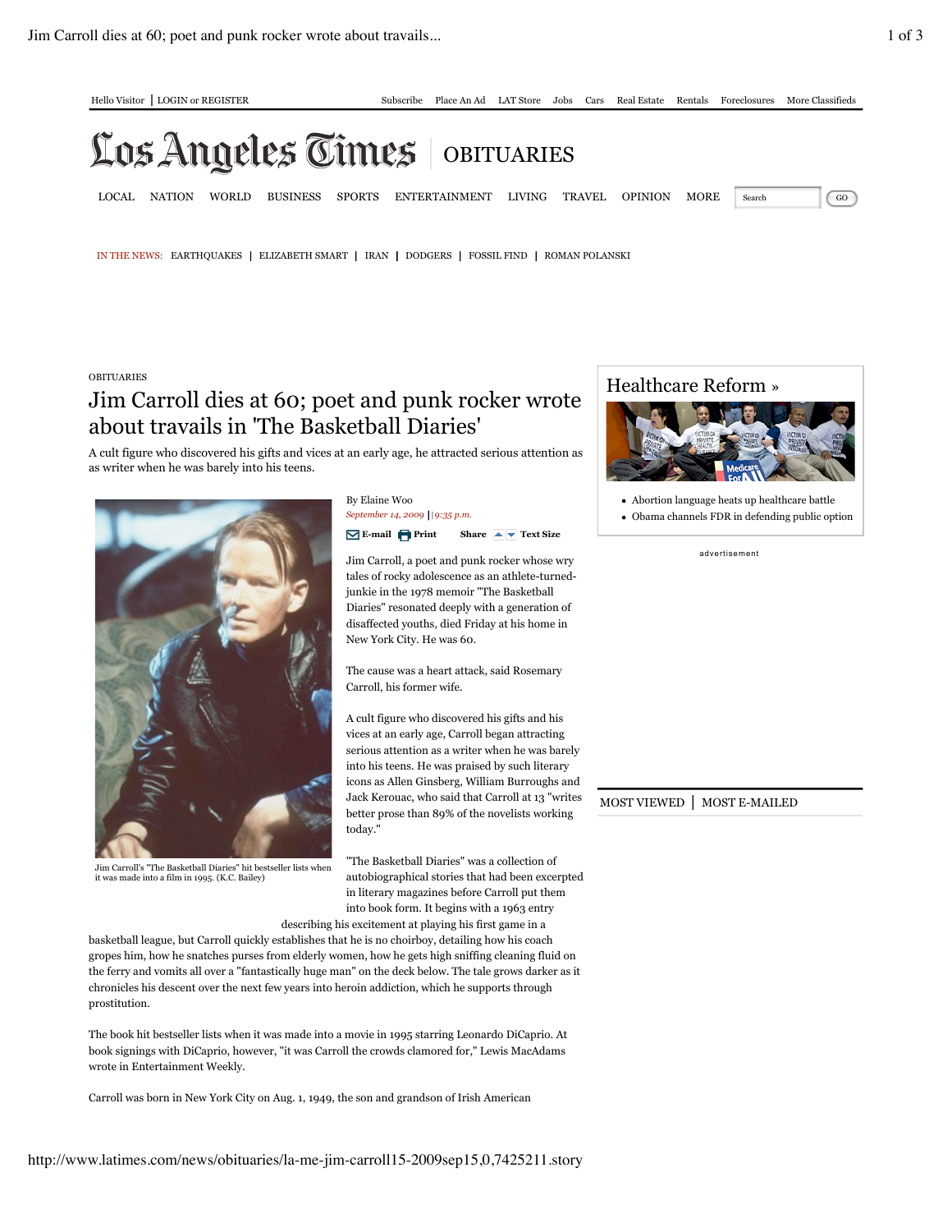OBITUARIES

# Jim Carroll dies at 60; poet and punk rocker wrote about travails in 'The Basketball Diaries'

A cult figure who discovered his gifts and vices at an early age, he attracted serious attention as as writer when he was barely into his teens.

Jim Carroll's "The Basketball Diaries" hit bestseller lists when it was made into a film in 1995. (K.C. Bailey)

By Elaine Woo

*September 14, 2009 | 9:35 p.m.*

Jim Carroll, a poet and punk rocker whose wry tales of rocky adolescence as an athlete-turned-junkie in the 1978 memoir "The Basketball Diaries" resonated deeply with a generation of disaffected youths, died Friday at his home in New York City. He was 60.

The cause was a heart attack, said Rosemary Carroll, his former wife.

A cult figure who discovered his gifts and his vices at an early age, Carroll began attracting serious attention as a writer when he was barely into his teens. He was praised by such literary icons as Allen Ginsberg, William Burroughs and Jack Kerouac, who said that Carroll at 13 "writes better prose than 89% of the novelists working today."

"The Basketball Diaries" was a collection of autobiographical stories that had been excerpted in literary magazines before Carroll put them into book form. It begins with a 1963 entry describing his excitement at playing his first game in a basketball league, but Carroll quickly establishes that he is no choirboy, detailing how his coach gropes him, how he snatches purses from elderly women, how he gets high sniffing cleaning fluid on the ferry and vomits all over a "fantastically huge man" on the deck below. The tale grows darker as it chronicles his descent over the next few years into heroin addiction, which he supports through prostitution.

The book hit bestseller lists when it was made into a movie in 1995 starring Leonardo DiCaprio. At book signings with DiCaprio, however, "it was Carroll the crowds clamored for," Lewis MacAdams wrote in Entertainment Weekly.

Carroll was born in New York City on Aug. 1, 1949, the son and grandson of Irish American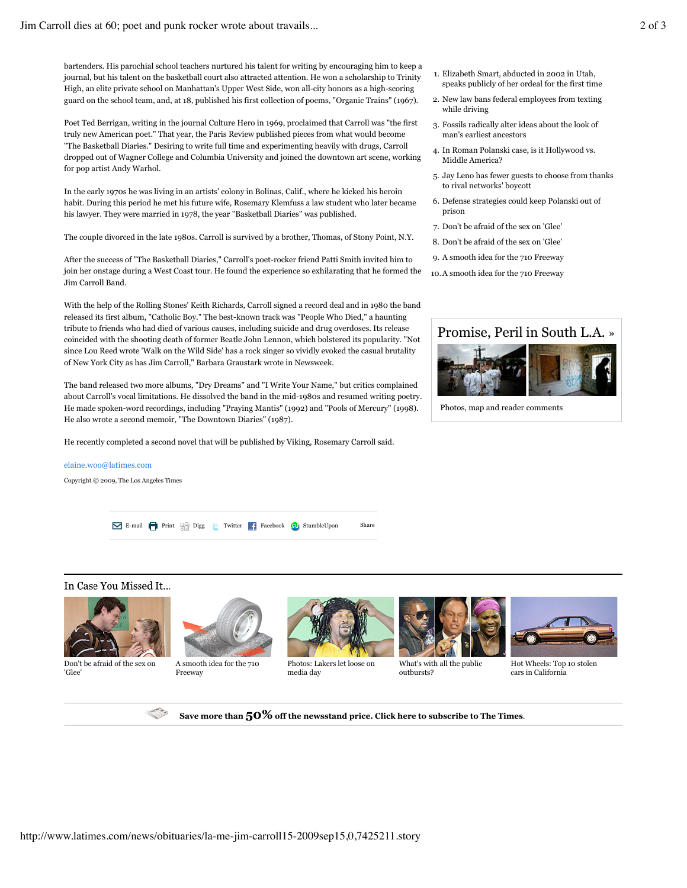bartenders. His parochial school teachers nurtured his talent for writing by encouraging him to keep a journal, but his talent on the basketball court also attracted attention. He won a scholarship to Trinity High, an elite private school on Manhattan's Upper West Side, won all-city honors as a high-scoring guard on the school team, and, at 18, published his first collection of poems, "Organic Trains" (1967).

Poet Ted Berrigan, writing in the journal Culture Hero in 1969, proclaimed that Carroll was "the first truly new American poet." That year, the Paris Review published pieces from what would become "The Basketball Diaries." Desiring to write full time and experimenting heavily with drugs, Carroll dropped out of Wagner College and Columbia University and joined the downtown art scene, working for pop artist Andy Warhol.

In the early 1970s he was living in an artists' colony in Bolinas, Calif., where he kicked his heroin habit. During this period he met his future wife, Rosemary Klemfuss a law student who later became his lawyer. They were married in 1978, the year "Basketball Diaries" was published.

The couple divorced in the late 1980s. Carroll is survived by a brother, Thomas, of Stony Point, N.Y.

After the success of "The Basketball Diaries," Carroll's poet-rocker friend Patti Smith invited him to join her onstage during a West Coast tour. He found the experience so exhilarating that he formed the Jim Carroll Band.

With the help of the Rolling Stones' Keith Richards, Carroll signed a record deal and in 1980 the band released its first album, "Catholic Boy." The best-known track was "People Who Died," a haunting tribute to friends who had died of various causes, including suicide and drug overdoses. Its release coincided with the shooting death of former Beatle John Lennon, which bolstered its popularity. "Not since Lou Reed wrote 'Walk on the Wild Side' has a rock singer so vividly evoked the casual brutality of New York City as has Jim Carroll," Barbara Graustark wrote in Newsweek.

The band released two more albums, "Dry Dreams" and "I Write Your Name," but critics complained about Carroll's vocal limitations. He dissolved the band in the mid-1980s and resumed writing poetry. He made spoken-word recordings, including "Praying Mantis" (1992) and "Pools of Mercury" (1998). He also wrote a second memoir, "The Downtown Diaries" (1987).

He recently completed a second novel that will be published by Viking, Rosemary Carroll said.

elaine.woo@latimes.com

Copyright © 2009, The Los Angeles Times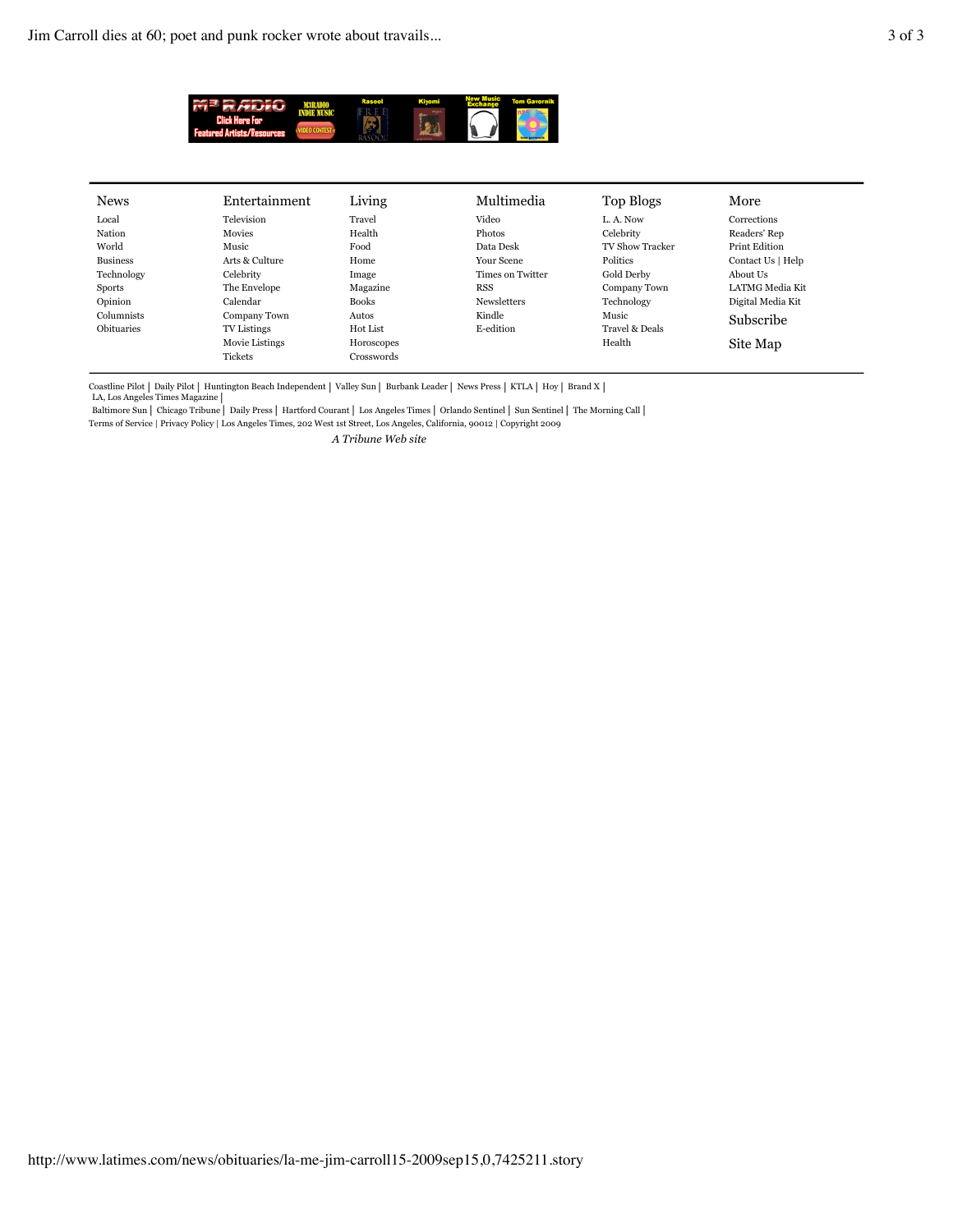| News | Entertainment | Living | Multimedia | Top Blogs | More |
| --- | --- | --- | --- | --- | --- |
| Local | Television | Travel | Video | L. A. Now | Corrections |
| Nation | Movies | Health | Photos | Celebrity | Readers' Rep |
| World | Music | Food | Data Desk | TV Show Tracker | Print Edition |
| Business | Arts & Culture | Home | Your Scene | Politics | Contact Us \| Help |
| Technology | Celebrity | Image | Times on Twitter | Gold Derby | About Us |
| Sports | The Envelope | Magazine | RSS | Company Town | LATMG Media Kit |
| Opinion | Calendar | Books | Newsletters | Technology | Digital Media Kit |
| Columnists | Company Town | Autos | Kindle | Music | Subscribe |
| Obituaries | TV Listings | Hot List | E-edition | Travel & Deals | Site Map |
| | Movie Listings | Horoscopes | | Health | |
| | Tickets | Crosswords | | | |

Coastline Pilot | Daily Pilot | Huntington Beach Independent | Valley Sun | Burbank Leader | News Press | KTLA | Hoy | Brand X | LA, Los Angeles Times Magazine |

Baltimore Sun | Chicago Tribune | Daily Press | Hartford Courant | Los Angeles Times | Orlando Sentinel | Sun Sentinel | The Morning Call |

Terms of Service | Privacy Policy | Los Angeles Times, 202 West 1st Street, Los Angeles, California, 90012 | Copyright 2009

*A Tribune Web site*